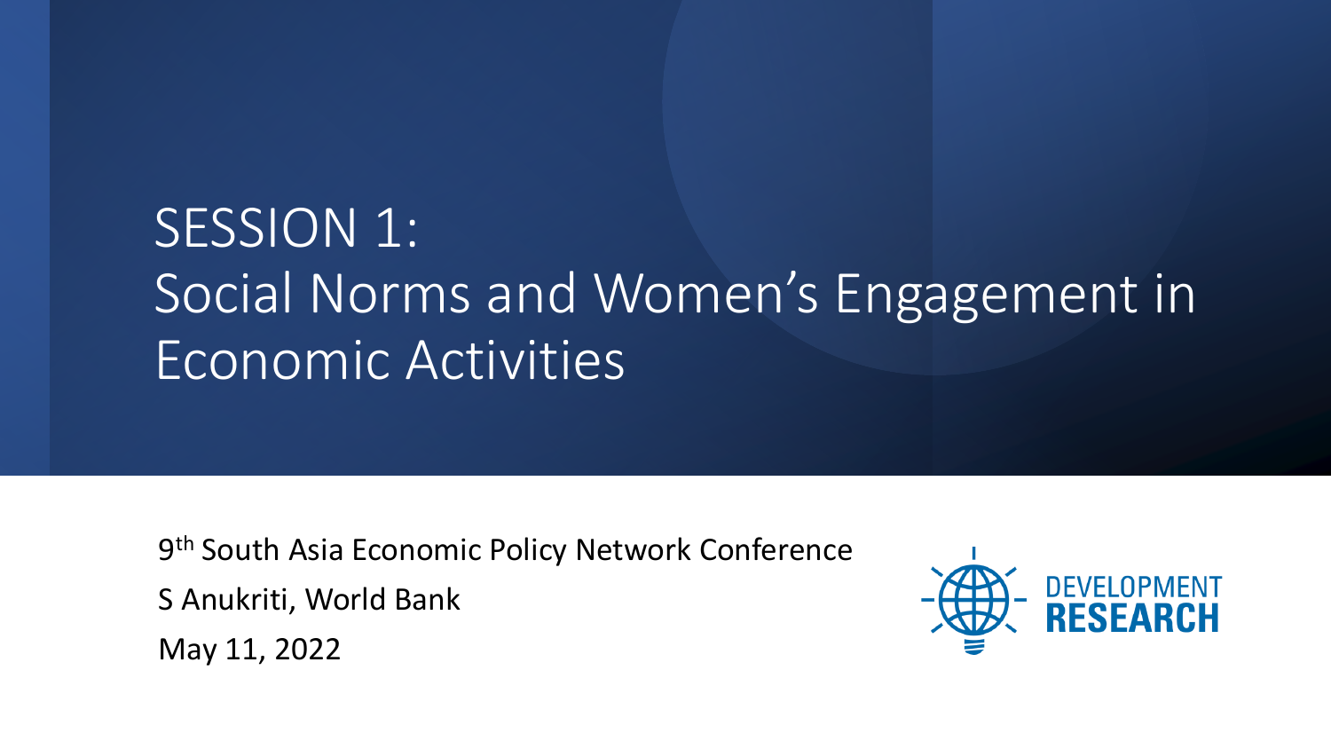# SESSION 1: Social Norms and Women's Engagement in Economic Activities

9th South Asia Economic Policy Network Conference

S Anukriti, World Bank

May 11, 2022

DEVELOPMENT RESEARCH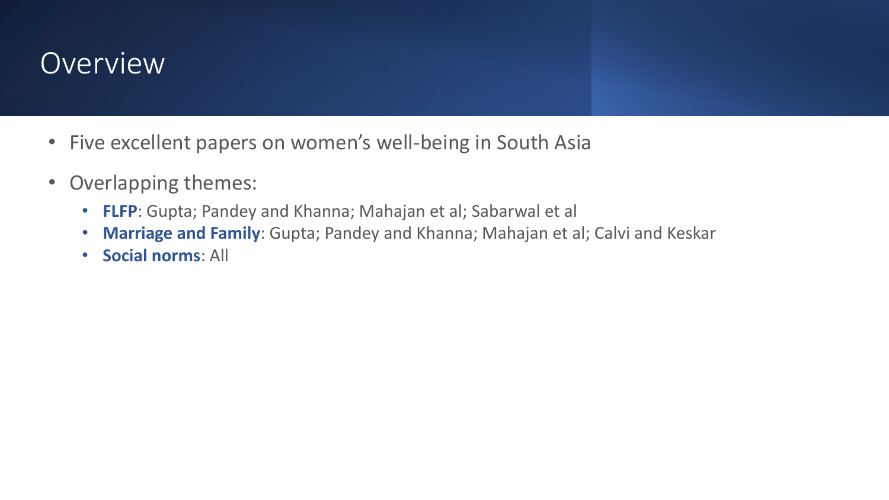# Overview

- Five excellent papers on women's well-being in South Asia
- Overlapping themes:
  - **FLFP**: Gupta; Pandey and Khanna; Mahajan et al; Sabarwal et al
  - **Marriage and Family**: Gupta; Pandey and Khanna; Mahajan et al; Calvi and Keskar
  - **Social norms**: All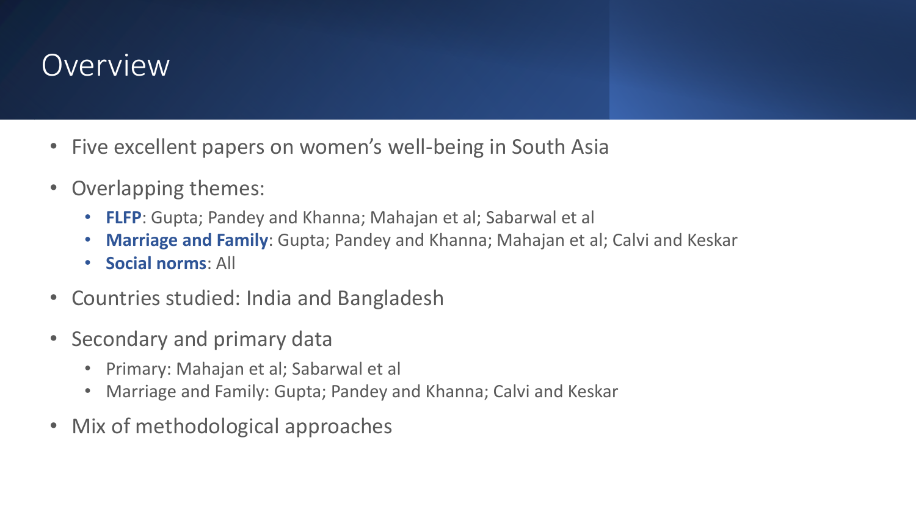# Overview

- Five excellent papers on women's well-being in South Asia
- Overlapping themes:
  - **FLFP**: Gupta; Pandey and Khanna; Mahajan et al; Sabarwal et al
  - **Marriage and Family**: Gupta; Pandey and Khanna; Mahajan et al; Calvi and Keskar
  - **Social norms**: All
- Countries studied: India and Bangladesh
- Secondary and primary data
  - Primary: Mahajan et al; Sabarwal et al
  - Marriage and Family: Gupta; Pandey and Khanna; Calvi and Keskar
- Mix of methodological approaches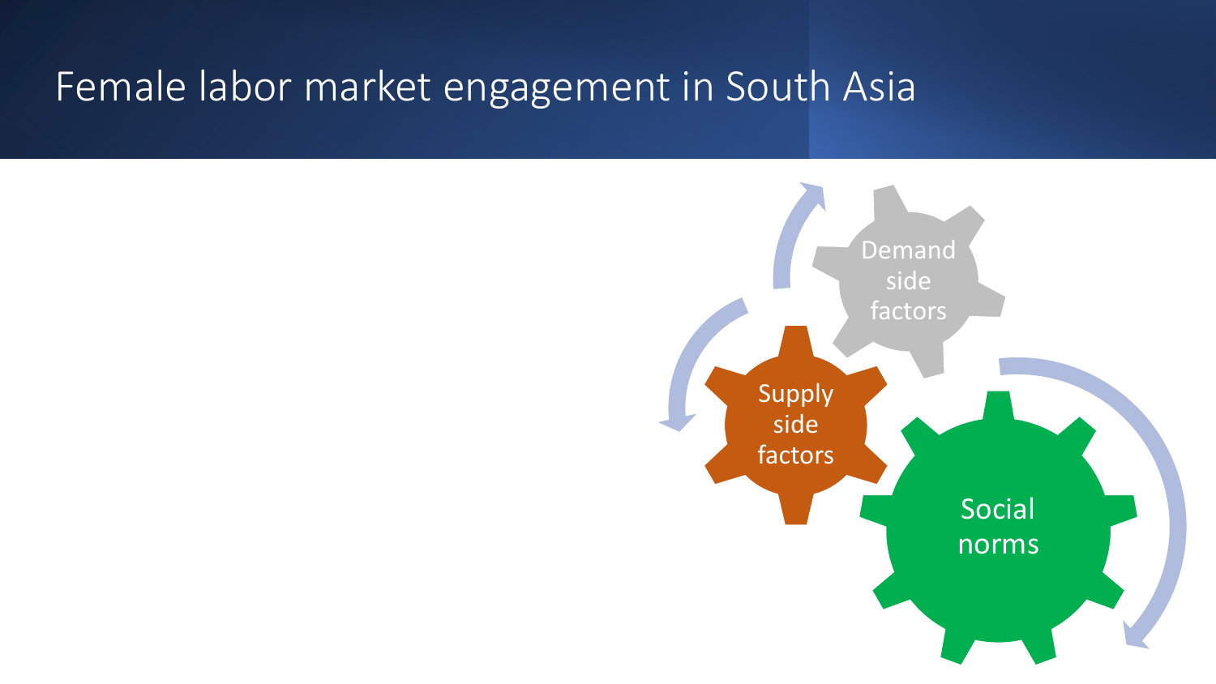# Female labor market engagement in South Asia

Demand side factors

Supply side factors

Social norms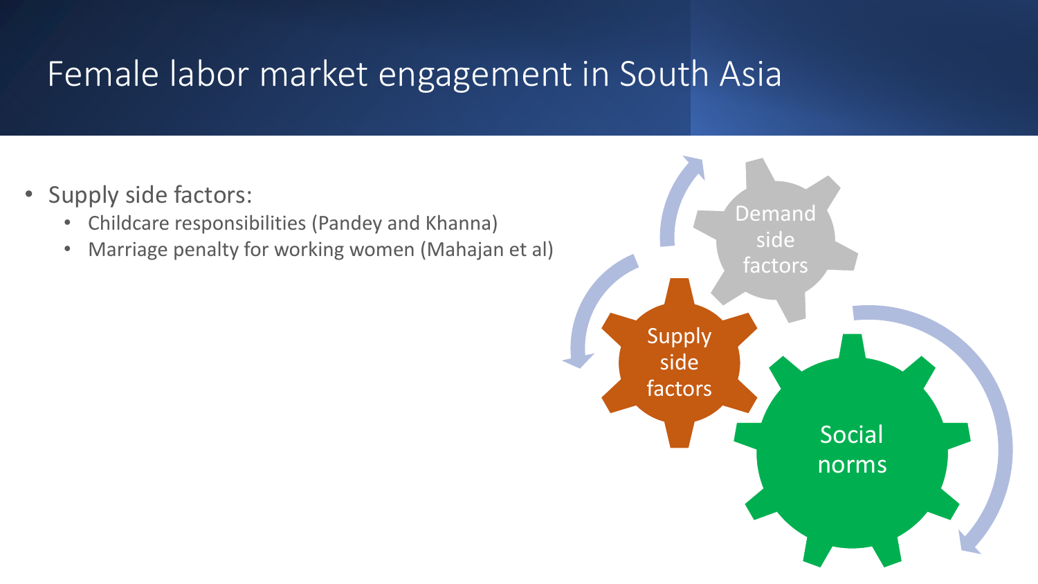# Female labor market engagement in South Asia

- Supply side factors:
  - Childcare responsibilities (Pandey and Khanna)
  - Marriage penalty for working women (Mahajan et al)

Demand side factors

Supply side factors

Social norms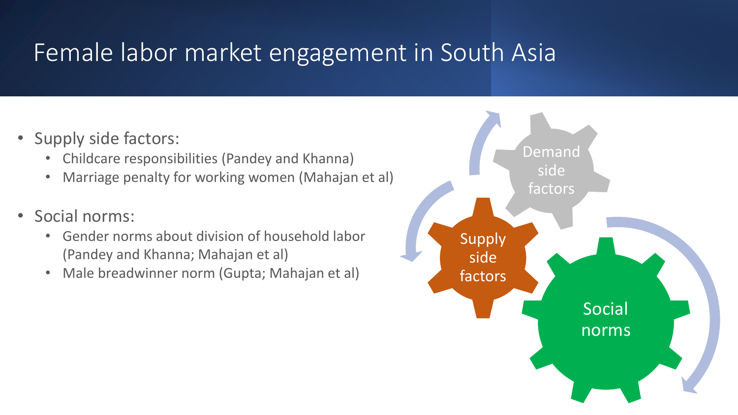# Female labor market engagement in South Asia

- Supply side factors:
  - Childcare responsibilities (Pandey and Khanna)
  - Marriage penalty for working women (Mahajan et al)
- Social norms:
  - Gender norms about division of household labor (Pandey and Khanna; Mahajan et al)
  - Male breadwinner norm (Gupta; Mahajan et al)

Demand side factors

Supply side factors

Social norms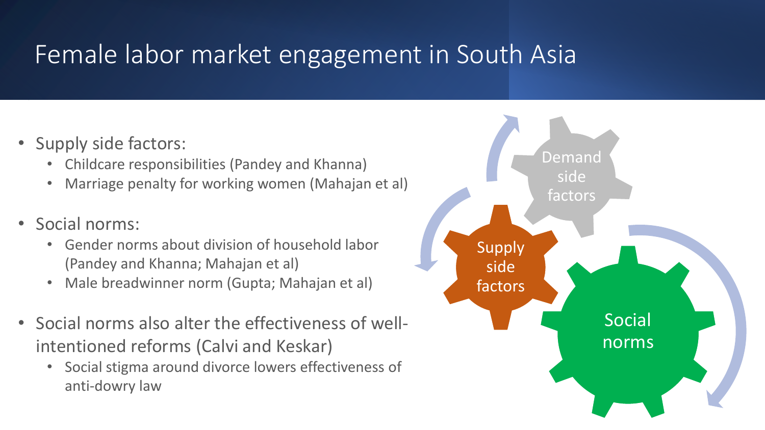# Female labor market engagement in South Asia

- Supply side factors:
  - Childcare responsibilities (Pandey and Khanna)
  - Marriage penalty for working women (Mahajan et al)
- Social norms:
  - Gender norms about division of household labor (Pandey and Khanna; Mahajan et al)
  - Male breadwinner norm (Gupta; Mahajan et al)
- Social norms also alter the effectiveness of well-intentioned reforms (Calvi and Keskar)
  - Social stigma around divorce lowers effectiveness of anti-dowry law

Demand side factors

Supply side factors

Social norms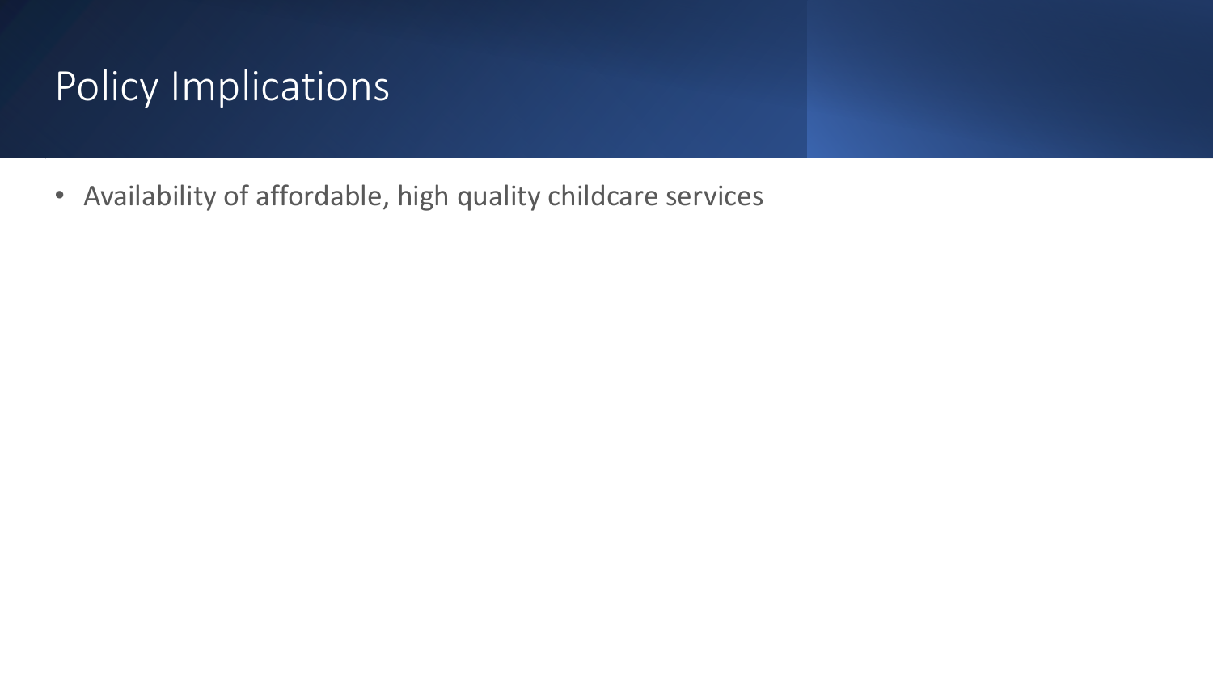# Policy Implications

- Availability of affordable, high quality childcare services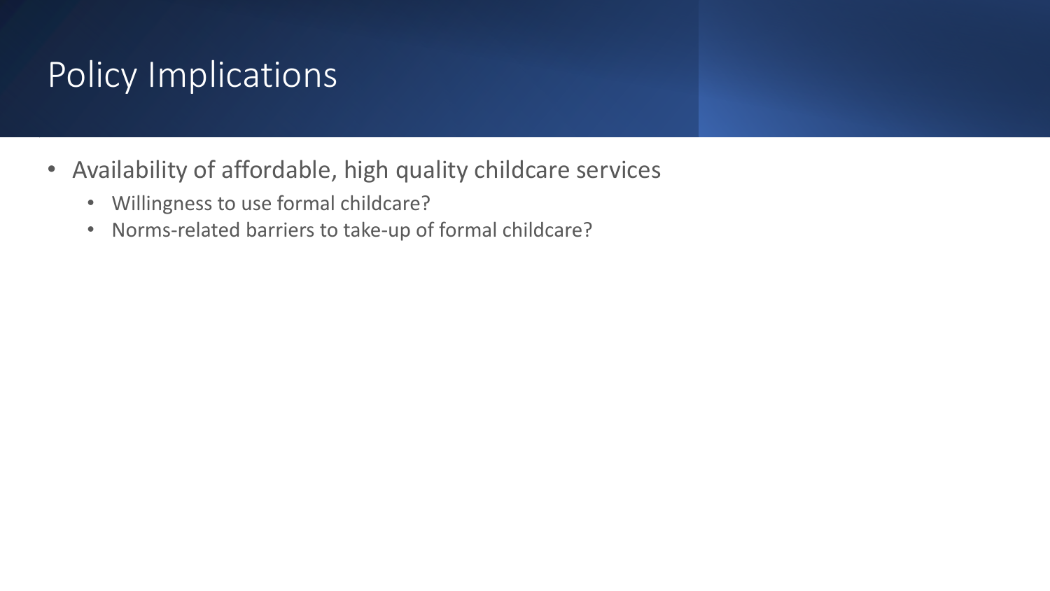# Policy Implications

- Availability of affordable, high quality childcare services
  - Willingness to use formal childcare?
  - Norms-related barriers to take-up of formal childcare?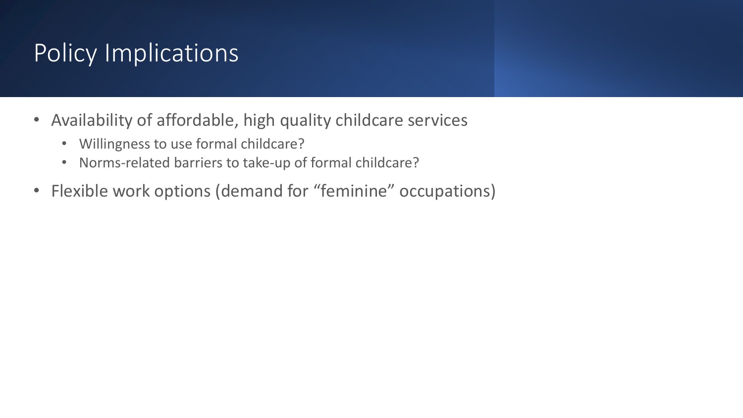# Policy Implications

- Availability of affordable, high quality childcare services
  - Willingness to use formal childcare?
  - Norms-related barriers to take-up of formal childcare?
- Flexible work options (demand for "feminine" occupations)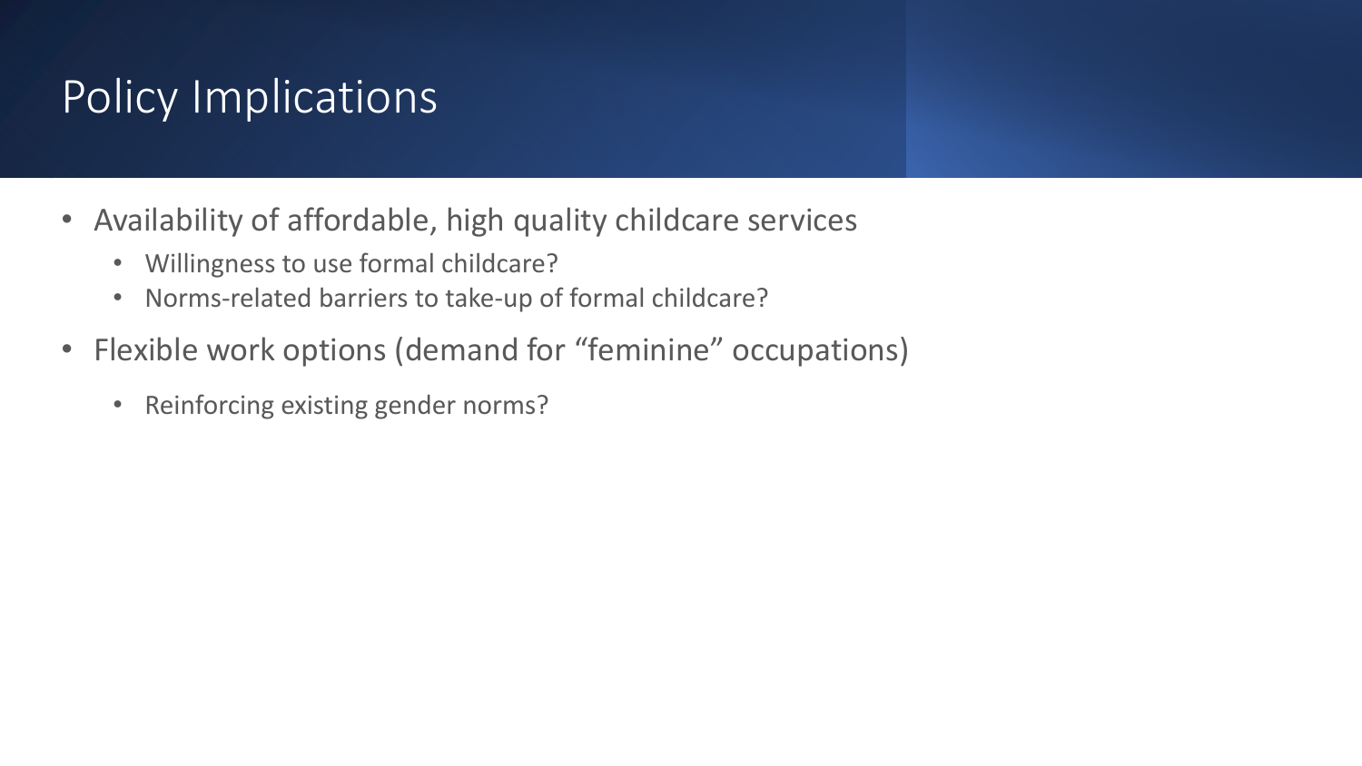# Policy Implications

- Availability of affordable, high quality childcare services
  - Willingness to use formal childcare?
  - Norms-related barriers to take-up of formal childcare?
- Flexible work options (demand for “feminine” occupations)
  - Reinforcing existing gender norms?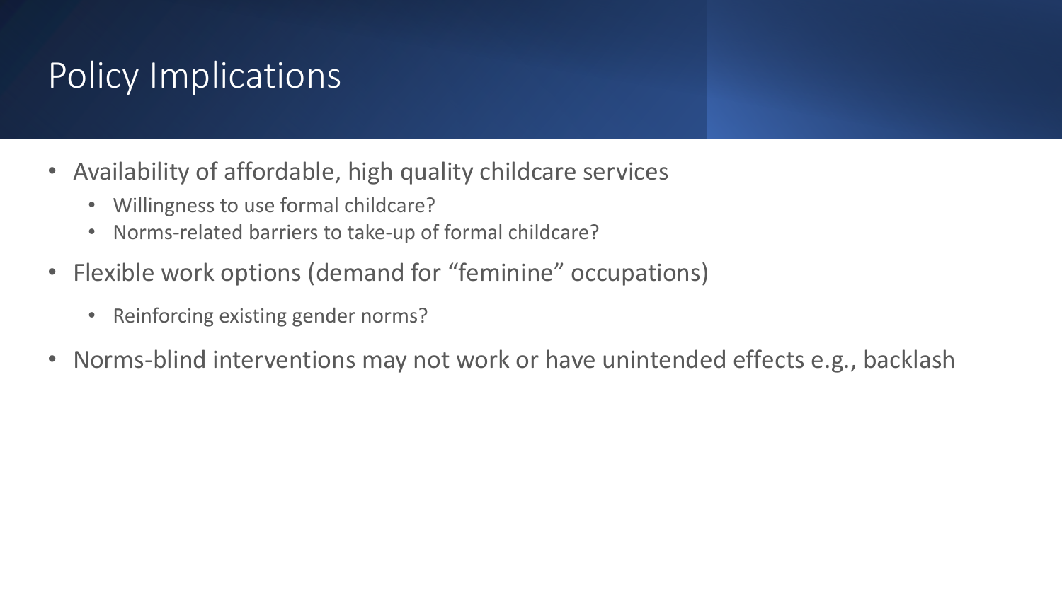# Policy Implications

- Availability of affordable, high quality childcare services
  - Willingness to use formal childcare?
  - Norms-related barriers to take-up of formal childcare?
- Flexible work options (demand for “feminine” occupations)
  - Reinforcing existing gender norms?
- Norms-blind interventions may not work or have unintended effects e.g., backlash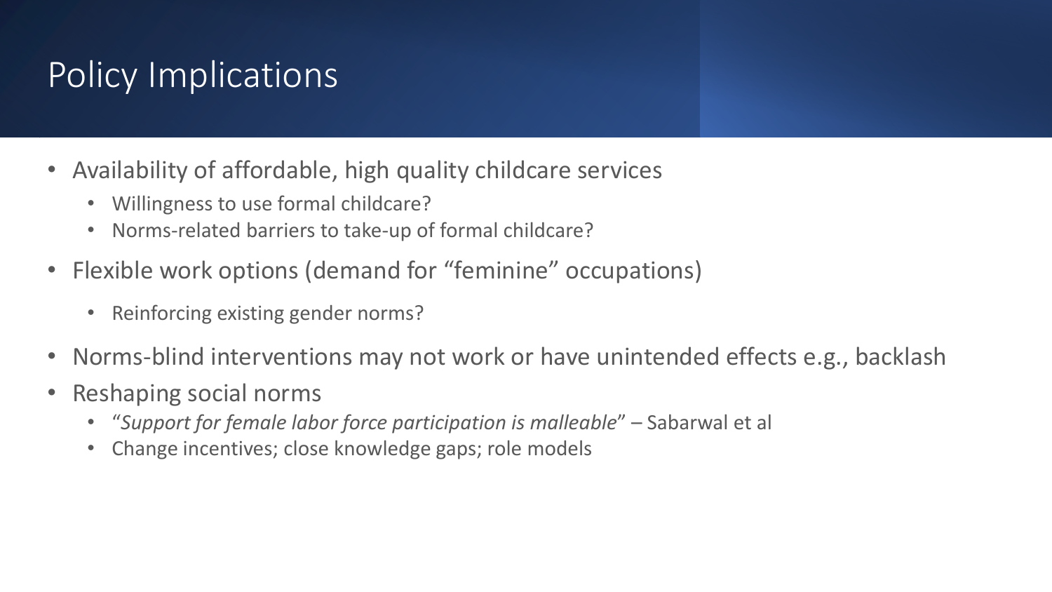# Policy Implications

- Availability of affordable, high quality childcare services
  - Willingness to use formal childcare?
  - Norms-related barriers to take-up of formal childcare?
- Flexible work options (demand for "feminine" occupations)
  - Reinforcing existing gender norms?
- Norms-blind interventions may not work or have unintended effects e.g., backlash
- Reshaping social norms
  - "*Support for female labor force participation is malleable*" – Sabarwal et al
  - Change incentives; close knowledge gaps; role models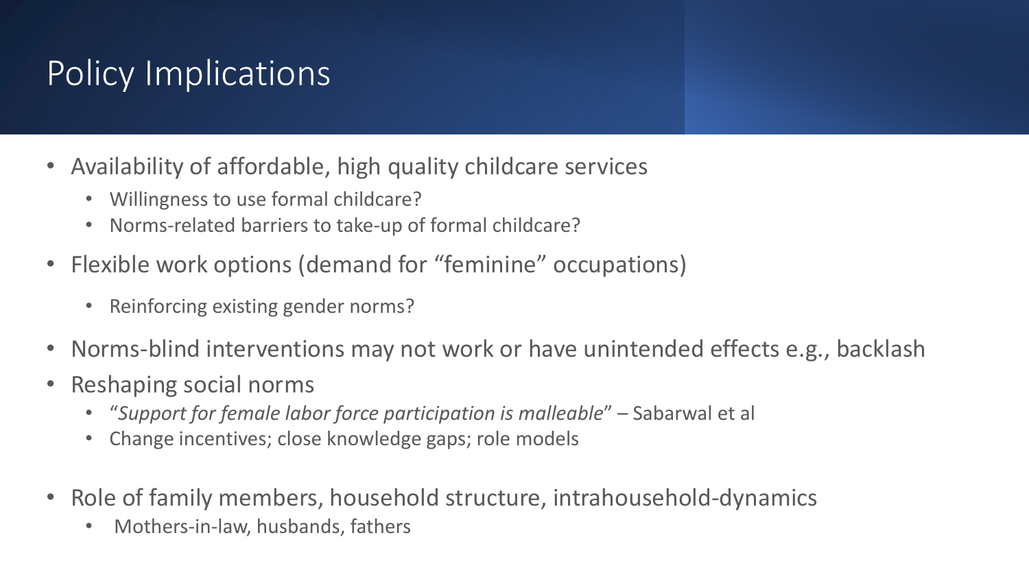# Policy Implications

- Availability of affordable, high quality childcare services
  - Willingness to use formal childcare?
  - Norms-related barriers to take-up of formal childcare?
- Flexible work options (demand for "feminine" occupations)
  - Reinforcing existing gender norms?
- Norms-blind interventions may not work or have unintended effects e.g., backlash
- Reshaping social norms
  - "*Support for female labor force participation is malleable*" – Sabarwal et al
  - Change incentives; close knowledge gaps; role models
- Role of family members, household structure, intrahousehold-dynamics
  - Mothers-in-law, husbands, fathers